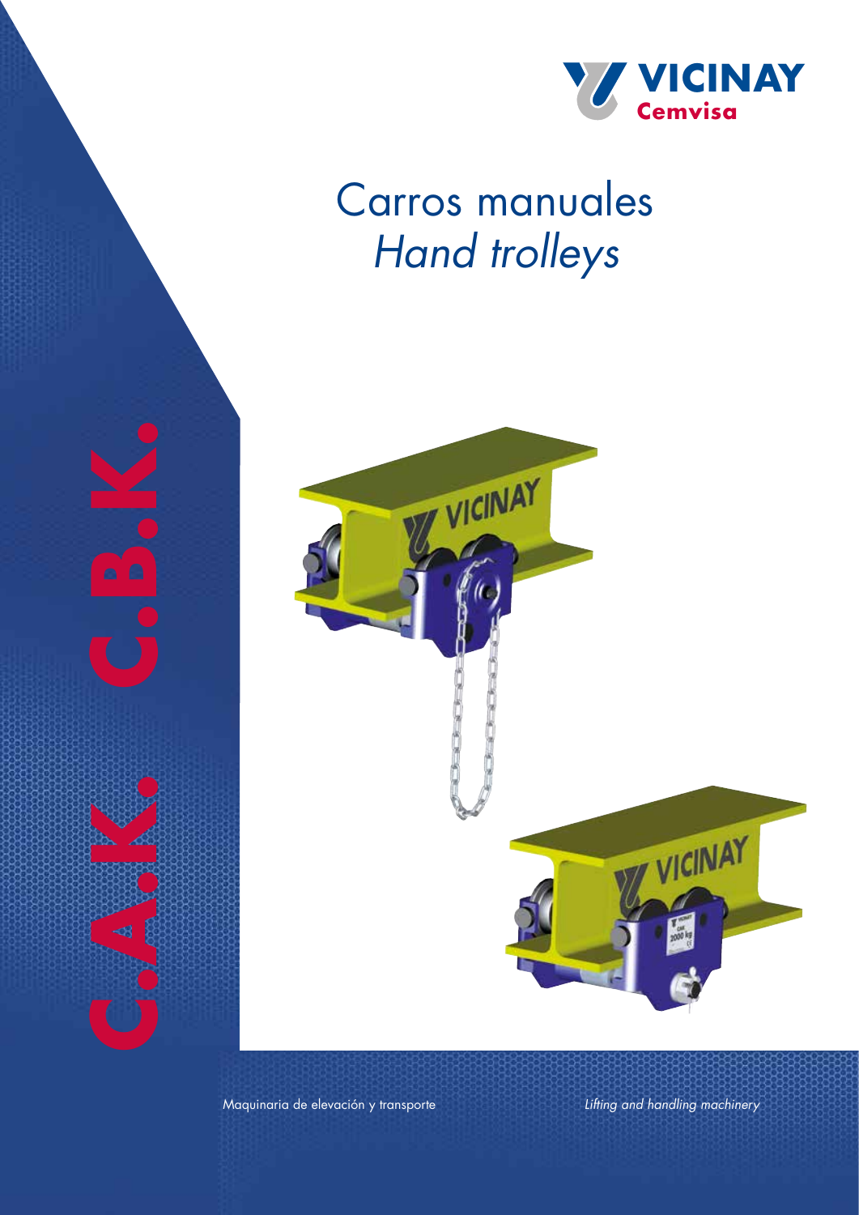VICINAY Cemvisa

# Carros manuales

# *Hand trolleys*

C.A.K. C.B.K.

Maquinaria de elevación y transporte

*Lifting and handling machinery*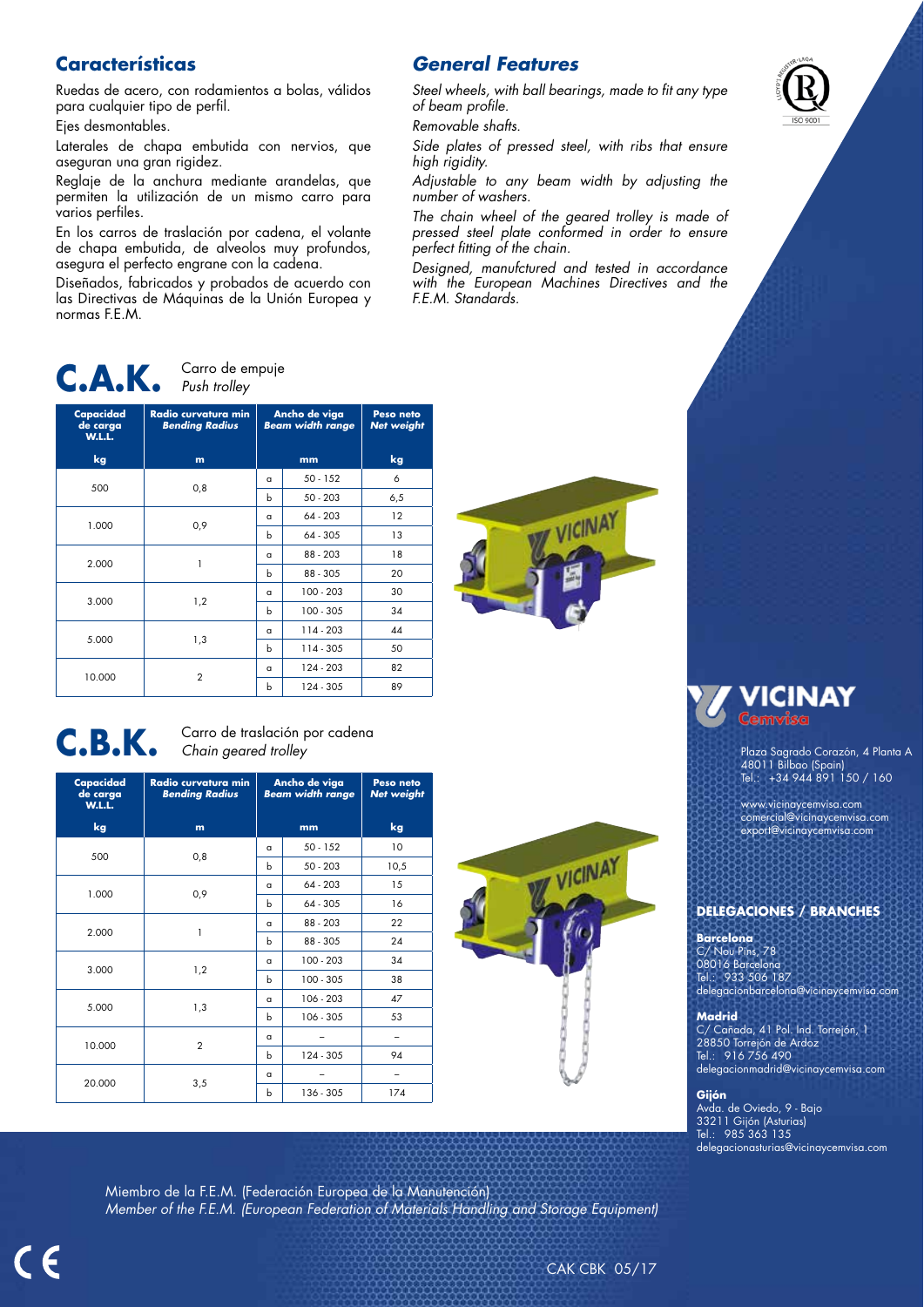## Características

Ruedas de acero, con rodamientos a bolas, válidos para cualquier tipo de perfil.

Ejes desmontables.

Laterales de chapa embutida con nervios, que aseguran una gran rigidez.

Reglaje de la anchura mediante arandelas, que permiten la utilización de un mismo carro para varios perfiles.

En los carros de traslación por cadena, el volante de chapa embutida, de alveolos muy profundos, asegura el perfecto engrane con la cadena.

Diseñados, fabricados y probados de acuerdo con las Directivas de Máquinas de la Unión Europea y normas F.E.M.

## *General Features*

*Steel wheels, with ball bearings, made to fit any type of beam profile.*

*Removable shafts.*

*Side plates of pressed steel, with ribs that ensure high rigidity.*

*Adjustable to any beam width by adjusting the number of washers.*

*The chain wheel of the geared trolley is made of pressed steel plate conformed in order to ensure perfect fitting of the chain.*

*Designed, manufctured and tested in accordance with the European Machines Directives and the F.E.M. Standards.*

# C.A.K.

Carro de empuje
*Push trolley*

| Capacidad de carga W.L.L. | Radio curvatura min *Bending Radius* | Ancho de viga *Beam width range* | | Peso neto *Net weight* |
|---|---|---|---|---|
| kg | m | mm | | kg |
| 500 | 0,8 | a | 50 - 152 | 6 |
| | | b | 50 - 203 | 6,5 |
| 1.000 | 0,9 | a | 64 - 203 | 12 |
| | | b | 64 - 305 | 13 |
| 2.000 | 1 | a | 88 - 203 | 18 |
| | | b | 88 - 305 | 20 |
| 3.000 | 1,2 | a | 100 - 203 | 30 |
| | | b | 100 - 305 | 34 |
| 5.000 | 1,3 | a | 114 - 203 | 44 |
| | | b | 114 - 305 | 50 |
| 10.000 | 2 | a | 124 - 203 | 82 |
| | | b | 124 - 305 | 89 |

# C.B.K.

Carro de traslación por cadena
*Chain geared trolley*

| Capacidad de carga W.L.L. | Radio curvatura min *Bending Radius* | Ancho de viga *Beam width range* | | Peso neto *Net weight* |
|---|---|---|---|---|
| kg | m | mm | | kg |
| 500 | 0,8 | a | 50 - 152 | 10 |
| | | b | 50 - 203 | 10,5 |
| 1.000 | 0,9 | a | 64 - 203 | 15 |
| | | b | 64 - 305 | 16 |
| 2.000 | 1 | a | 88 - 203 | 22 |
| | | b | 88 - 305 | 24 |
| 3.000 | 1,2 | a | 100 - 203 | 34 |
| | | b | 100 - 305 | 38 |
| 5.000 | 1,3 | a | 106 - 203 | 47 |
| | | b | 106 - 305 | 53 |
| 10.000 | 2 | a | – | – |
| | | b | 124 - 305 | 94 |
| 20.000 | 3,5 | a | – | – |
| | | b | 136 - 305 | 174 |

**VICINAY Cemvisa**

Plaza Sagrado Corazón, 4 Planta A
48011 Bilbao (Spain)
Tel.: +34 944 891 150 / 160

www.vicinaycemvisa.com
comercial@vicinaycemvisa.com
export@vicinaycemvisa.com

### DELEGACIONES / BRANCHES

**Barcelona**
C/ Nou Pins, 78
08016 Barcelona
Tel.: 933 506 187
delegacionbarcelona@vicinaycemvisa.com

**Madrid**
C/ Cañada, 41 Pol. Ind. Torrejón, 1
28850 Torrejón de Ardoz
Tel.: 916 756 490
delegacionmadrid@vicinaycemvisa.com

**Gijón**
Avda. de Oviedo, 9 - Bajo
33211 Gijón (Asturias)
Tel.: 985 363 135
delegacionasturias@vicinaycemvisa.com

Miembro de la F.E.M. (Federación Europea de la Manutención)
*Member of the F.E.M. (European Federation of Materials Handling and Storage Equipment)*

CAK CBK 05/17